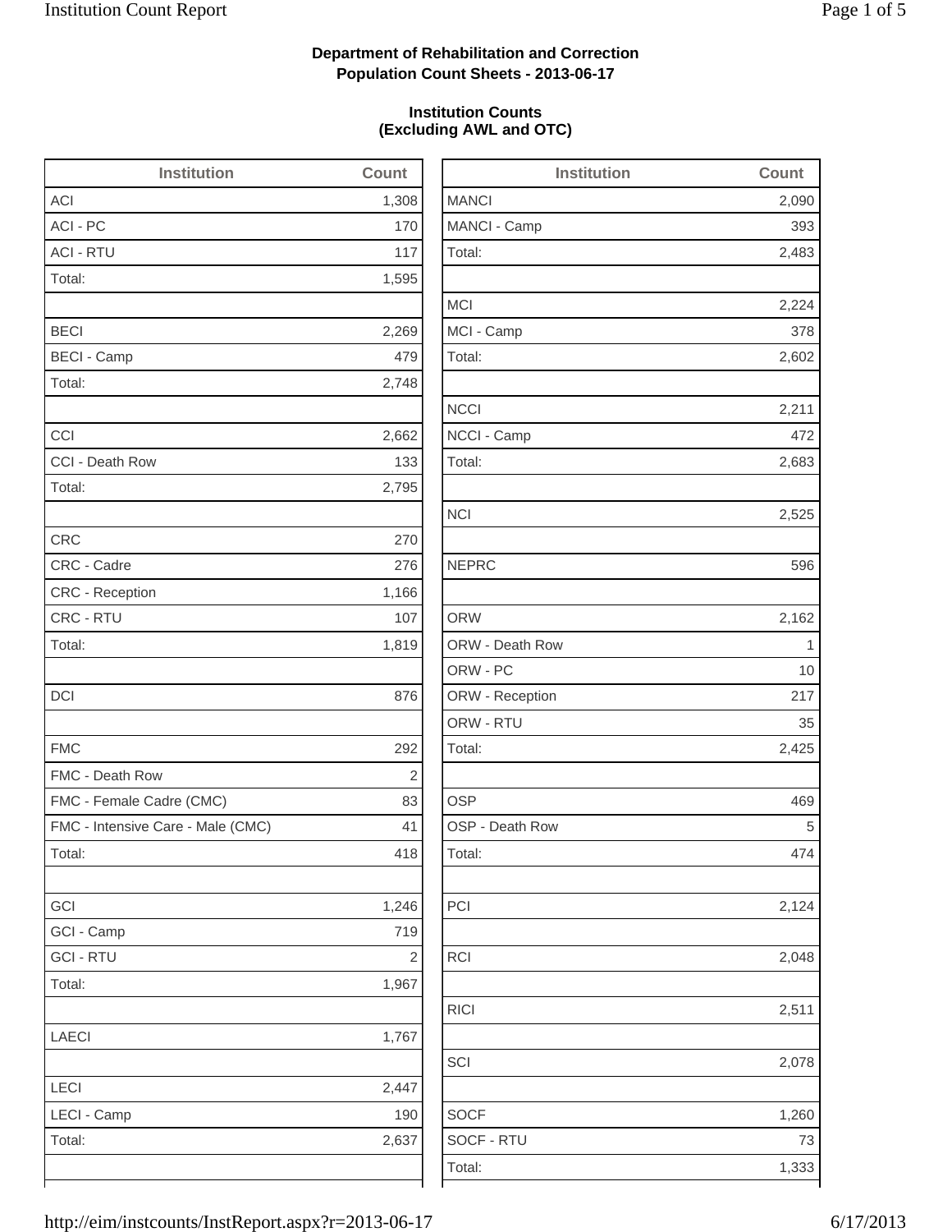**Department of Rehabilitation and Correction**
**Population Count Sheets - 2013-06-17**

**Institution Counts**
**(Excluding AWL and OTC)**

| Institution | Count |
|---|---|
| ACI | 1,308 |
| ACI - PC | 170 |
| ACI - RTU | 117 |
| Total: | 1,595 |
| | |
| BECI | 2,269 |
| BECI - Camp | 479 |
| Total: | 2,748 |
| | |
| CCI | 2,662 |
| CCI - Death Row | 133 |
| Total: | 2,795 |
| | |
| CRC | 270 |
| CRC - Cadre | 276 |
| CRC - Reception | 1,166 |
| CRC - RTU | 107 |
| Total: | 1,819 |
| | |
| DCI | 876 |
| | |
| FMC | 292 |
| FMC - Death Row | 2 |
| FMC - Female Cadre (CMC) | 83 |
| FMC - Intensive Care - Male (CMC) | 41 |
| Total: | 418 |
| | |
| GCI | 1,246 |
| GCI - Camp | 719 |
| GCI - RTU | 2 |
| Total: | 1,967 |
| | |
| LAECI | 1,767 |
| | |
| LECI | 2,447 |
| LECI - Camp | 190 |
| Total: | 2,637 |

| Institution | Count |
|---|---|
| MANCI | 2,090 |
| MANCI - Camp | 393 |
| Total: | 2,483 |
| | |
| MCI | 2,224 |
| MCI - Camp | 378 |
| Total: | 2,602 |
| | |
| NCCI | 2,211 |
| NCCI - Camp | 472 |
| Total: | 2,683 |
| | |
| NCI | 2,525 |
| | |
| NEPRC | 596 |
| | |
| ORW | 2,162 |
| ORW - Death Row | 1 |
| ORW - PC | 10 |
| ORW - Reception | 217 |
| ORW - RTU | 35 |
| Total: | 2,425 |
| | |
| OSP | 469 |
| OSP - Death Row | 5 |
| Total: | 474 |
| | |
| PCI | 2,124 |
| | |
| RCI | 2,048 |
| | |
| RICI | 2,511 |
| | |
| SCI | 2,078 |
| | |
| SOCF | 1,260 |
| SOCF - RTU | 73 |
| Total: | 1,333 |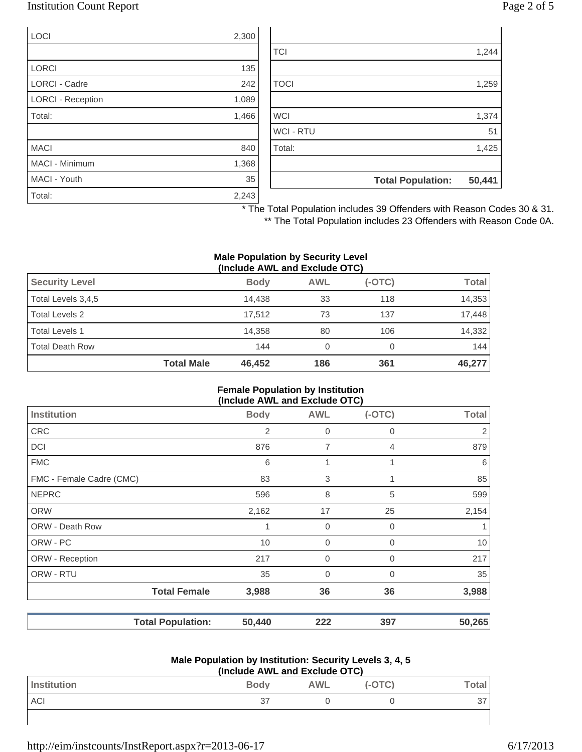| | |
|---|---|
| LOCI | 2,300 |
| | |
| LORCI | 135 |
| LORCI - Cadre | 242 |
| LORCI - Reception | 1,089 |
| Total: | 1,466 |
| | |
| MACI | 840 |
| MACI - Minimum | 1,368 |
| MACI - Youth | 35 |
| Total: | 2,243 |

| | |
|---|---|
| | |
| TCI | 1,244 |
| | |
| TOCI | 1,259 |
| | |
| WCI | 1,374 |
| WCI - RTU | 51 |
| Total: | 1,425 |
| | |
| **Total Population:** | **50,441** |

* The Total Population includes 39 Offenders with Reason Codes 30 & 31.
** The Total Population includes 23 Offenders with Reason Code 0A.

**Male Population by Security Level (Include AWL and Exclude OTC)**

| Security Level | Body | AWL | (-OTC) | Total |
|---|---|---|---|---|
| Total Levels 3,4,5 | 14,438 | 33 | 118 | 14,353 |
| Total Levels 2 | 17,512 | 73 | 137 | 17,448 |
| Total Levels 1 | 14,358 | 80 | 106 | 14,332 |
| Total Death Row | 144 | 0 | 0 | 144 |
| **Total Male** | **46,452** | **186** | **361** | **46,277** |

**Female Population by Institution (Include AWL and Exclude OTC)**

| Institution | Body | AWL | (-OTC) | Total |
|---|---|---|---|---|
| CRC | 2 | 0 | 0 | 2 |
| DCI | 876 | 7 | 4 | 879 |
| FMC | 6 | 1 | 1 | 6 |
| FMC - Female Cadre (CMC) | 83 | 3 | 1 | 85 |
| NEPRC | 596 | 8 | 5 | 599 |
| ORW | 2,162 | 17 | 25 | 2,154 |
| ORW - Death Row | 1 | 0 | 0 | 1 |
| ORW - PC | 10 | 0 | 0 | 10 |
| ORW - Reception | 217 | 0 | 0 | 217 |
| ORW - RTU | 35 | 0 | 0 | 35 |
| **Total Female** | **3,988** | **36** | **36** | **3,988** |

| | Body | AWL | (-OTC) | Total |
|---|---|---|---|---|
| **Total Population:** | **50,440** | **222** | **397** | **50,265** |

**Male Population by Institution: Security Levels 3, 4, 5 (Include AWL and Exclude OTC)**

| Institution | Body | AWL | (-OTC) | Total |
|---|---|---|---|---|
| ACI | 37 | 0 | 0 | 37 |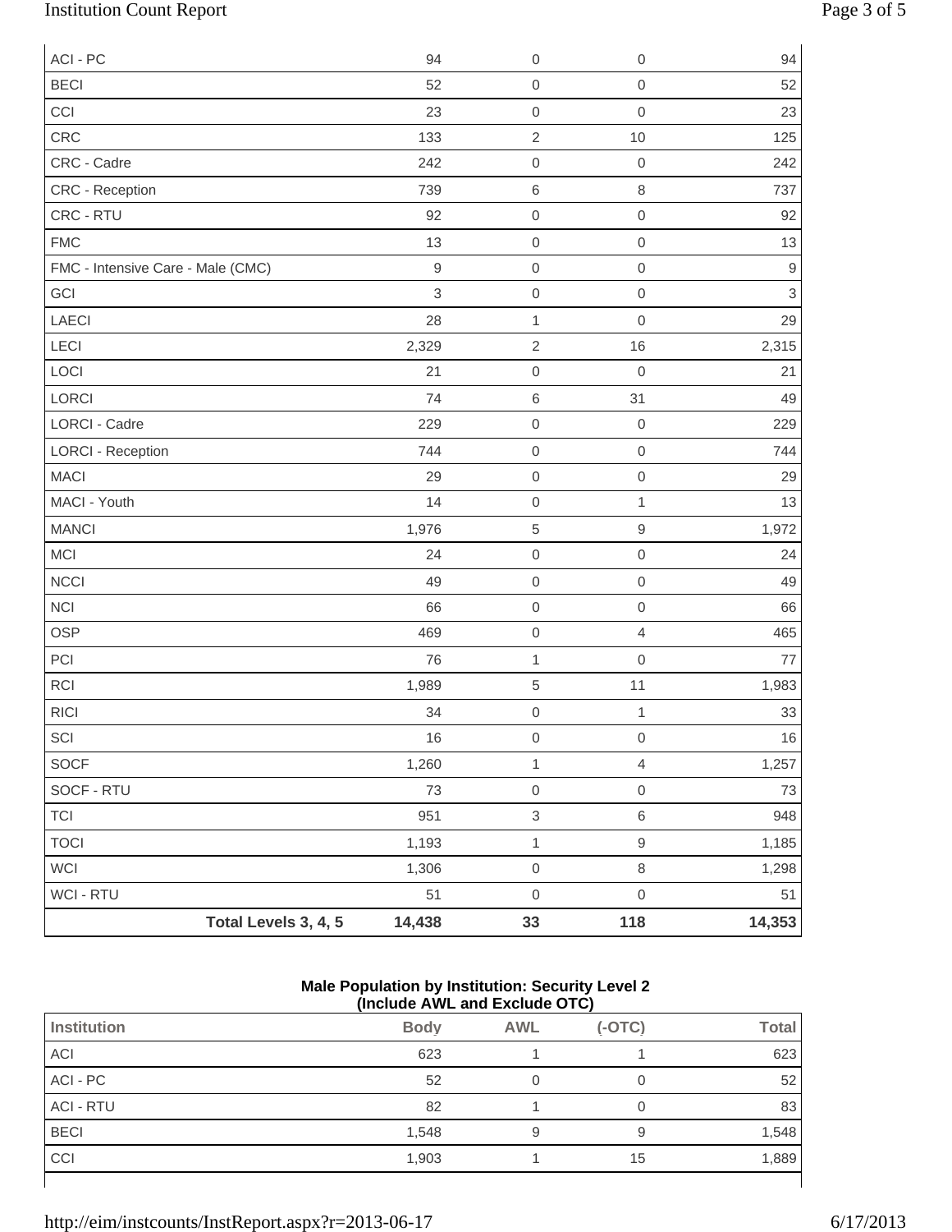| | | | | |
|---|---|---|---|---|
| ACI - PC | 94 | 0 | 0 | 94 |
| BECI | 52 | 0 | 0 | 52 |
| CCI | 23 | 0 | 0 | 23 |
| CRC | 133 | 2 | 10 | 125 |
| CRC - Cadre | 242 | 0 | 0 | 242 |
| CRC - Reception | 739 | 6 | 8 | 737 |
| CRC - RTU | 92 | 0 | 0 | 92 |
| FMC | 13 | 0 | 0 | 13 |
| FMC - Intensive Care - Male (CMC) | 9 | 0 | 0 | 9 |
| GCI | 3 | 0 | 0 | 3 |
| LAECI | 28 | 1 | 0 | 29 |
| LECI | 2,329 | 2 | 16 | 2,315 |
| LOCI | 21 | 0 | 0 | 21 |
| LORCI | 74 | 6 | 31 | 49 |
| LORCI - Cadre | 229 | 0 | 0 | 229 |
| LORCI - Reception | 744 | 0 | 0 | 744 |
| MACI | 29 | 0 | 0 | 29 |
| MACI - Youth | 14 | 0 | 1 | 13 |
| MANCI | 1,976 | 5 | 9 | 1,972 |
| MCI | 24 | 0 | 0 | 24 |
| NCCI | 49 | 0 | 0 | 49 |
| NCI | 66 | 0 | 0 | 66 |
| OSP | 469 | 0 | 4 | 465 |
| PCI | 76 | 1 | 0 | 77 |
| RCI | 1,989 | 5 | 11 | 1,983 |
| RICI | 34 | 0 | 1 | 33 |
| SCI | 16 | 0 | 0 | 16 |
| SOCF | 1,260 | 1 | 4 | 1,257 |
| SOCF - RTU | 73 | 0 | 0 | 73 |
| TCI | 951 | 3 | 6 | 948 |
| TOCI | 1,193 | 1 | 9 | 1,185 |
| WCI | 1,306 | 0 | 8 | 1,298 |
| WCI - RTU | 51 | 0 | 0 | 51 |
| **Total Levels 3, 4, 5** | **14,438** | **33** | **118** | **14,353** |

**Male Population by Institution: Security Level 2 (Include AWL and Exclude OTC)**

| Institution | Body | AWL | (-OTC) | Total |
|---|---|---|---|---|
| ACI | 623 | 1 | 1 | 623 |
| ACI - PC | 52 | 0 | 0 | 52 |
| ACI - RTU | 82 | 1 | 0 | 83 |
| BECI | 1,548 | 9 | 9 | 1,548 |
| CCI | 1,903 | 1 | 15 | 1,889 |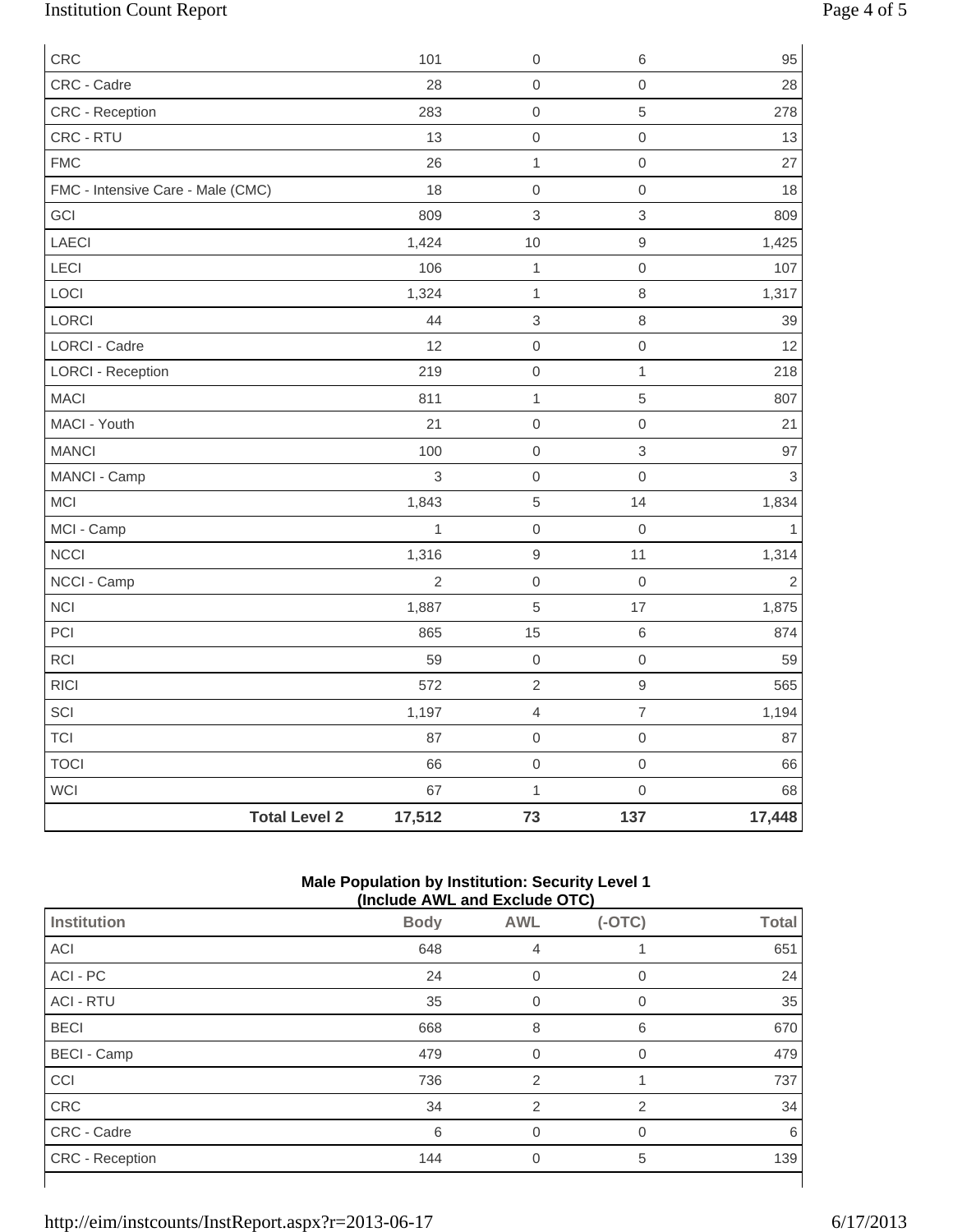| | | | |
|---|---|---|---|
| CRC | 101 | 0 | 6 | 95 |
| CRC - Cadre | 28 | 0 | 0 | 28 |
| CRC - Reception | 283 | 0 | 5 | 278 |
| CRC - RTU | 13 | 0 | 0 | 13 |
| FMC | 26 | 1 | 0 | 27 |
| FMC - Intensive Care - Male (CMC) | 18 | 0 | 0 | 18 |
| GCI | 809 | 3 | 3 | 809 |
| LAECI | 1,424 | 10 | 9 | 1,425 |
| LECI | 106 | 1 | 0 | 107 |
| LOCI | 1,324 | 1 | 8 | 1,317 |
| LORCI | 44 | 3 | 8 | 39 |
| LORCI - Cadre | 12 | 0 | 0 | 12 |
| LORCI - Reception | 219 | 0 | 1 | 218 |
| MACI | 811 | 1 | 5 | 807 |
| MACI - Youth | 21 | 0 | 0 | 21 |
| MANCI | 100 | 0 | 3 | 97 |
| MANCI - Camp | 3 | 0 | 0 | 3 |
| MCI | 1,843 | 5 | 14 | 1,834 |
| MCI - Camp | 1 | 0 | 0 | 1 |
| NCCI | 1,316 | 9 | 11 | 1,314 |
| NCCI - Camp | 2 | 0 | 0 | 2 |
| NCI | 1,887 | 5 | 17 | 1,875 |
| PCI | 865 | 15 | 6 | 874 |
| RCI | 59 | 0 | 0 | 59 |
| RICI | 572 | 2 | 9 | 565 |
| SCI | 1,197 | 4 | 7 | 1,194 |
| TCI | 87 | 0 | 0 | 87 |
| TOCI | 66 | 0 | 0 | 66 |
| WCI | 67 | 1 | 0 | 68 |
| **Total Level 2** | **17,512** | **73** | **137** | **17,448** |

**Male Population by Institution: Security Level 1**
**(Include AWL and Exclude OTC)**

| Institution | Body | AWL | (-OTC) | Total |
|---|---|---|---|---|
| ACI | 648 | 4 | 1 | 651 |
| ACI - PC | 24 | 0 | 0 | 24 |
| ACI - RTU | 35 | 0 | 0 | 35 |
| BECI | 668 | 8 | 6 | 670 |
| BECI - Camp | 479 | 0 | 0 | 479 |
| CCI | 736 | 2 | 1 | 737 |
| CRC | 34 | 2 | 2 | 34 |
| CRC - Cadre | 6 | 0 | 0 | 6 |
| CRC - Reception | 144 | 0 | 5 | 139 |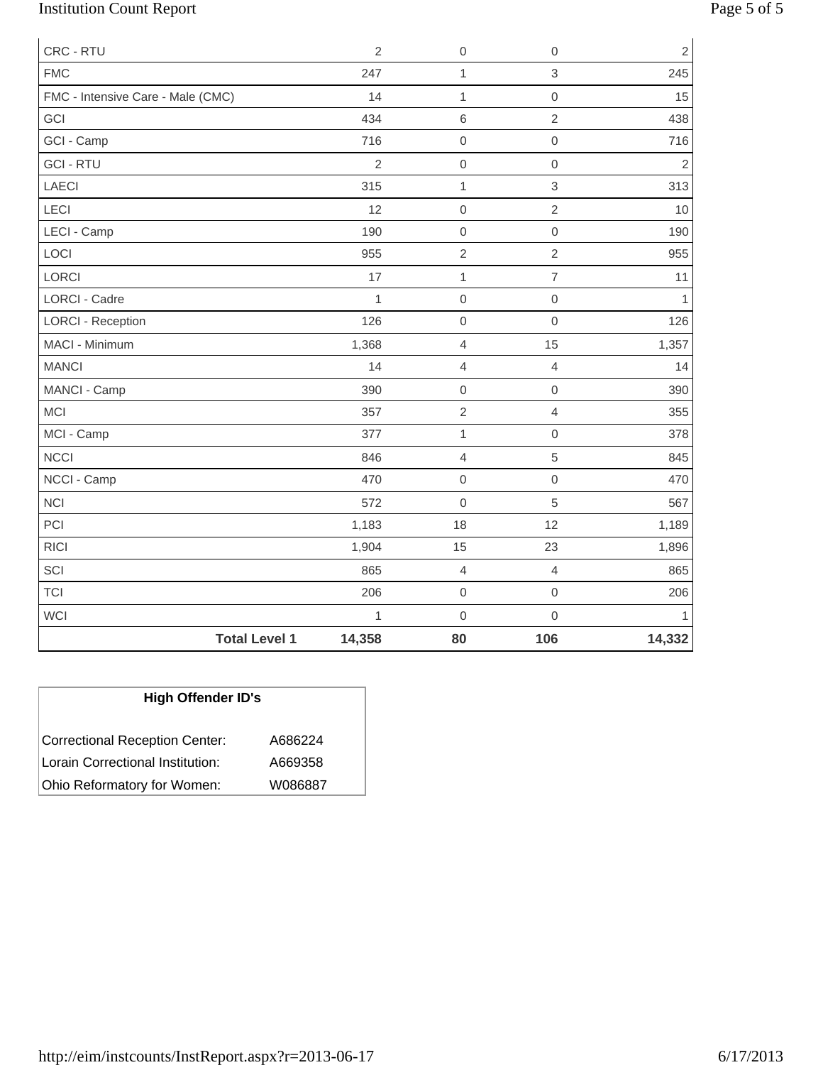| | | | | |
|---|---|---|---|---|
| CRC - RTU | 2 | 0 | 0 | 2 |
| FMC | 247 | 1 | 3 | 245 |
| FMC - Intensive Care - Male (CMC) | 14 | 1 | 0 | 15 |
| GCI | 434 | 6 | 2 | 438 |
| GCI - Camp | 716 | 0 | 0 | 716 |
| GCI - RTU | 2 | 0 | 0 | 2 |
| LAECI | 315 | 1 | 3 | 313 |
| LECI | 12 | 0 | 2 | 10 |
| LECI - Camp | 190 | 0 | 0 | 190 |
| LOCI | 955 | 2 | 2 | 955 |
| LORCI | 17 | 1 | 7 | 11 |
| LORCI - Cadre | 1 | 0 | 0 | 1 |
| LORCI - Reception | 126 | 0 | 0 | 126 |
| MACI - Minimum | 1,368 | 4 | 15 | 1,357 |
| MANCI | 14 | 4 | 4 | 14 |
| MANCI - Camp | 390 | 0 | 0 | 390 |
| MCI | 357 | 2 | 4 | 355 |
| MCI - Camp | 377 | 1 | 0 | 378 |
| NCCI | 846 | 4 | 5 | 845 |
| NCCI - Camp | 470 | 0 | 0 | 470 |
| NCI | 572 | 0 | 5 | 567 |
| PCI | 1,183 | 18 | 12 | 1,189 |
| RICI | 1,904 | 15 | 23 | 1,896 |
| SCI | 865 | 4 | 4 | 865 |
| TCI | 206 | 0 | 0 | 206 |
| WCI | 1 | 0 | 0 | 1 |
| **Total Level 1** | **14,358** | **80** | **106** | **14,332** |

| High Offender ID's | |
|---|---|
| Correctional Reception Center: | A686224 |
| Lorain Correctional Institution: | A669358 |
| Ohio Reformatory for Women: | W086887 |